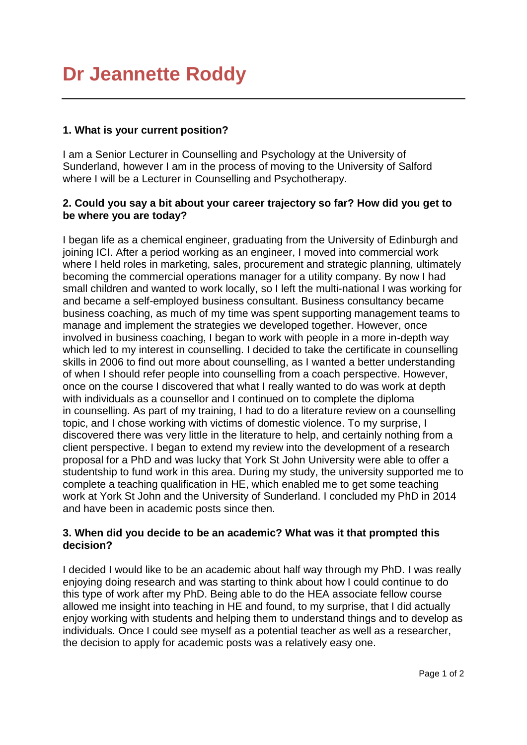# Dr Jeannette Roddy

**1. What is your current position?**

I am a Senior Lecturer in Counselling and Psychology at the University of Sunderland, however I am in the process of moving to the University of Salford where I will be a Lecturer in Counselling and Psychotherapy.

**2. Could you say a bit about your career trajectory so far? How did you get to be where you are today?**

I began life as a chemical engineer, graduating from the University of Edinburgh and joining ICI. After a period working as an engineer, I moved into commercial work where I held roles in marketing, sales, procurement and strategic planning, ultimately becoming the commercial operations manager for a utility company. By now I had small children and wanted to work locally, so I left the multi-national I was working for and became a self-employed business consultant. Business consultancy became business coaching, as much of my time was spent supporting management teams to manage and implement the strategies we developed together. However, once involved in business coaching, I began to work with people in a more in-depth way which led to my interest in counselling. I decided to take the certificate in counselling skills in 2006 to find out more about counselling, as I wanted a better understanding of when I should refer people into counselling from a coach perspective. However, once on the course I discovered that what I really wanted to do was work at depth with individuals as a counsellor and I continued on to complete the diploma in counselling. As part of my training, I had to do a literature review on a counselling topic, and I chose working with victims of domestic violence. To my surprise, I discovered there was very little in the literature to help, and certainly nothing from a client perspective. I began to extend my review into the development of a research proposal for a PhD and was lucky that York St John University were able to offer a studentship to fund work in this area. During my study, the university supported me to complete a teaching qualification in HE, which enabled me to get some teaching work at York St John and the University of Sunderland. I concluded my PhD in 2014 and have been in academic posts since then.

**3. When did you decide to be an academic? What was it that prompted this decision?**

I decided I would like to be an academic about half way through my PhD. I was really enjoying doing research and was starting to think about how I could continue to do this type of work after my PhD. Being able to do the HEA associate fellow course allowed me insight into teaching in HE and found, to my surprise, that I did actually enjoy working with students and helping them to understand things and to develop as individuals. Once I could see myself as a potential teacher as well as a researcher, the decision to apply for academic posts was a relatively easy one.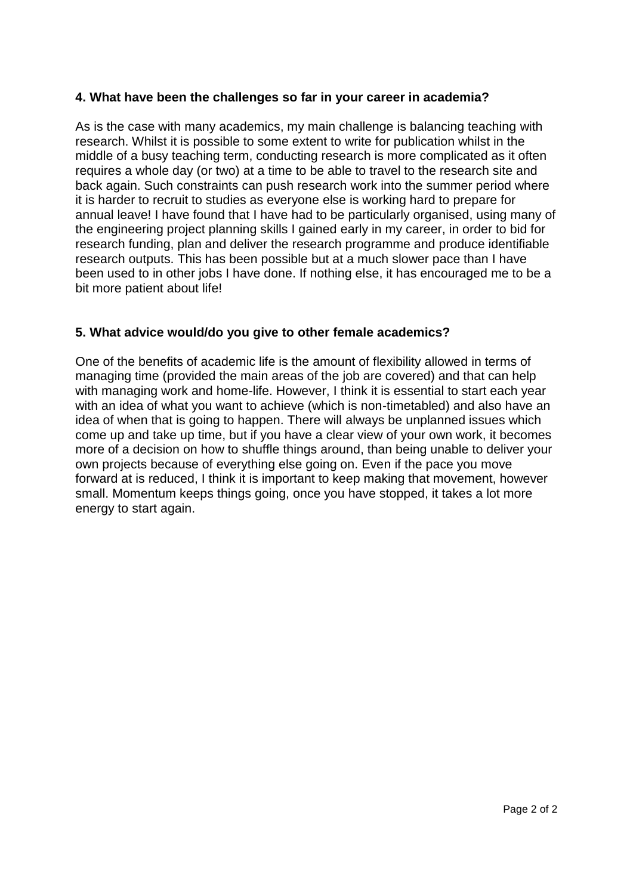**4. What have been the challenges so far in your career in academia?**

As is the case with many academics, my main challenge is balancing teaching with research. Whilst it is possible to some extent to write for publication whilst in the middle of a busy teaching term, conducting research is more complicated as it often requires a whole day (or two) at a time to be able to travel to the research site and back again. Such constraints can push research work into the summer period where it is harder to recruit to studies as everyone else is working hard to prepare for annual leave! I have found that I have had to be particularly organised, using many of the engineering project planning skills I gained early in my career, in order to bid for research funding, plan and deliver the research programme and produce identifiable research outputs. This has been possible but at a much slower pace than I have been used to in other jobs I have done. If nothing else, it has encouraged me to be a bit more patient about life!

**5. What advice would/do you give to other female academics?**

One of the benefits of academic life is the amount of flexibility allowed in terms of managing time (provided the main areas of the job are covered) and that can help with managing work and home-life. However, I think it is essential to start each year with an idea of what you want to achieve (which is non-timetabled) and also have an idea of when that is going to happen. There will always be unplanned issues which come up and take up time, but if you have a clear view of your own work, it becomes more of a decision on how to shuffle things around, than being unable to deliver your own projects because of everything else going on. Even if the pace you move forward at is reduced, I think it is important to keep making that movement, however small. Momentum keeps things going, once you have stopped, it takes a lot more energy to start again.